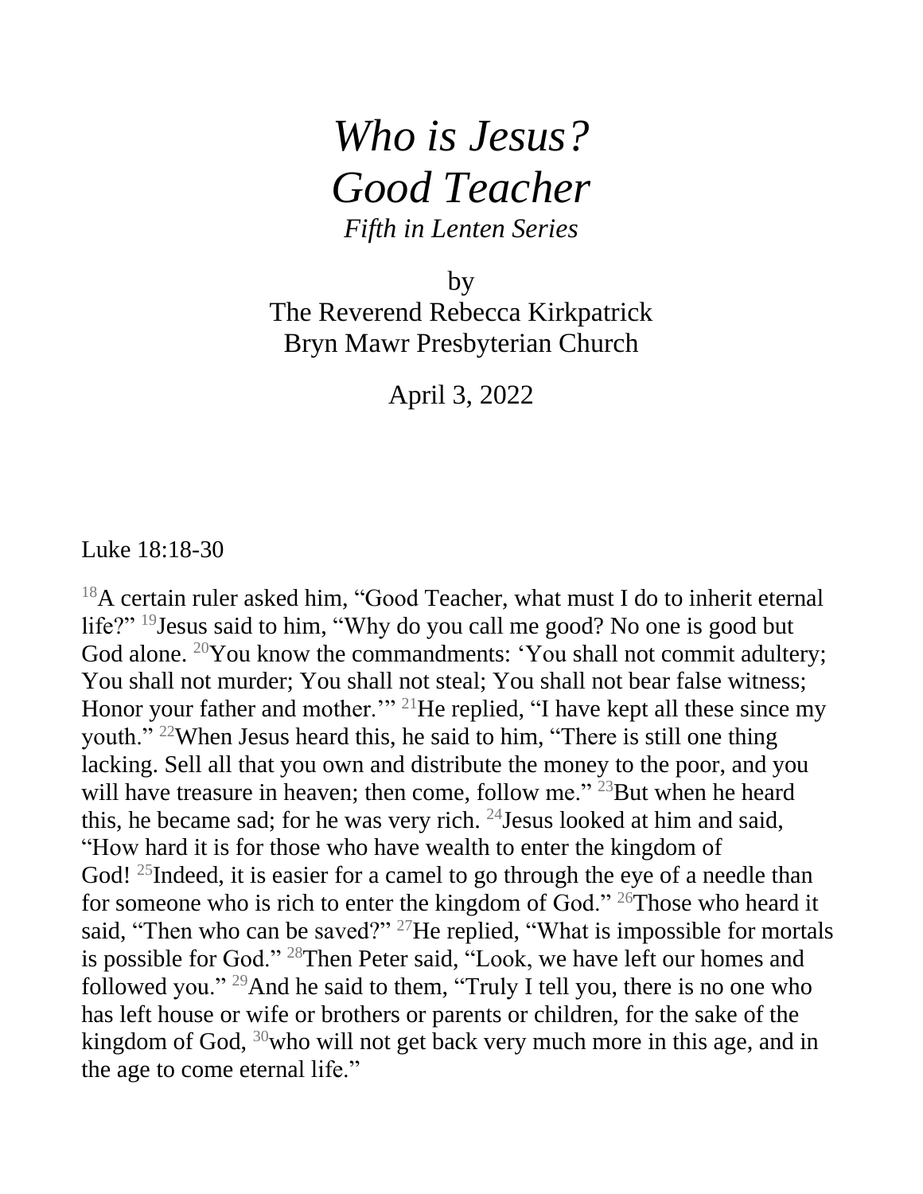# *Who is Jesus?*
# *Good Teacher*

*Fifth in Lenten Series*

by
The Reverend Rebecca Kirkpatrick
Bryn Mawr Presbyterian Church

April 3, 2022

Luke 18:18-30

[18]A certain ruler asked him, "Good Teacher, what must I do to inherit eternal life?" [19]Jesus said to him, "Why do you call me good? No one is good but God alone. [20]You know the commandments: 'You shall not commit adultery; You shall not murder; You shall not steal; You shall not bear false witness; Honor your father and mother.'" [21]He replied, "I have kept all these since my youth." [22]When Jesus heard this, he said to him, "There is still one thing lacking. Sell all that you own and distribute the money to the poor, and you will have treasure in heaven; then come, follow me." [23]But when he heard this, he became sad; for he was very rich. [24]Jesus looked at him and said, "How hard it is for those who have wealth to enter the kingdom of God! [25]Indeed, it is easier for a camel to go through the eye of a needle than for someone who is rich to enter the kingdom of God." [26]Those who heard it said, "Then who can be saved?" [27]He replied, "What is impossible for mortals is possible for God." [28]Then Peter said, "Look, we have left our homes and followed you." [29]And he said to them, "Truly I tell you, there is no one who has left house or wife or brothers or parents or children, for the sake of the kingdom of God, [30]who will not get back very much more in this age, and in the age to come eternal life."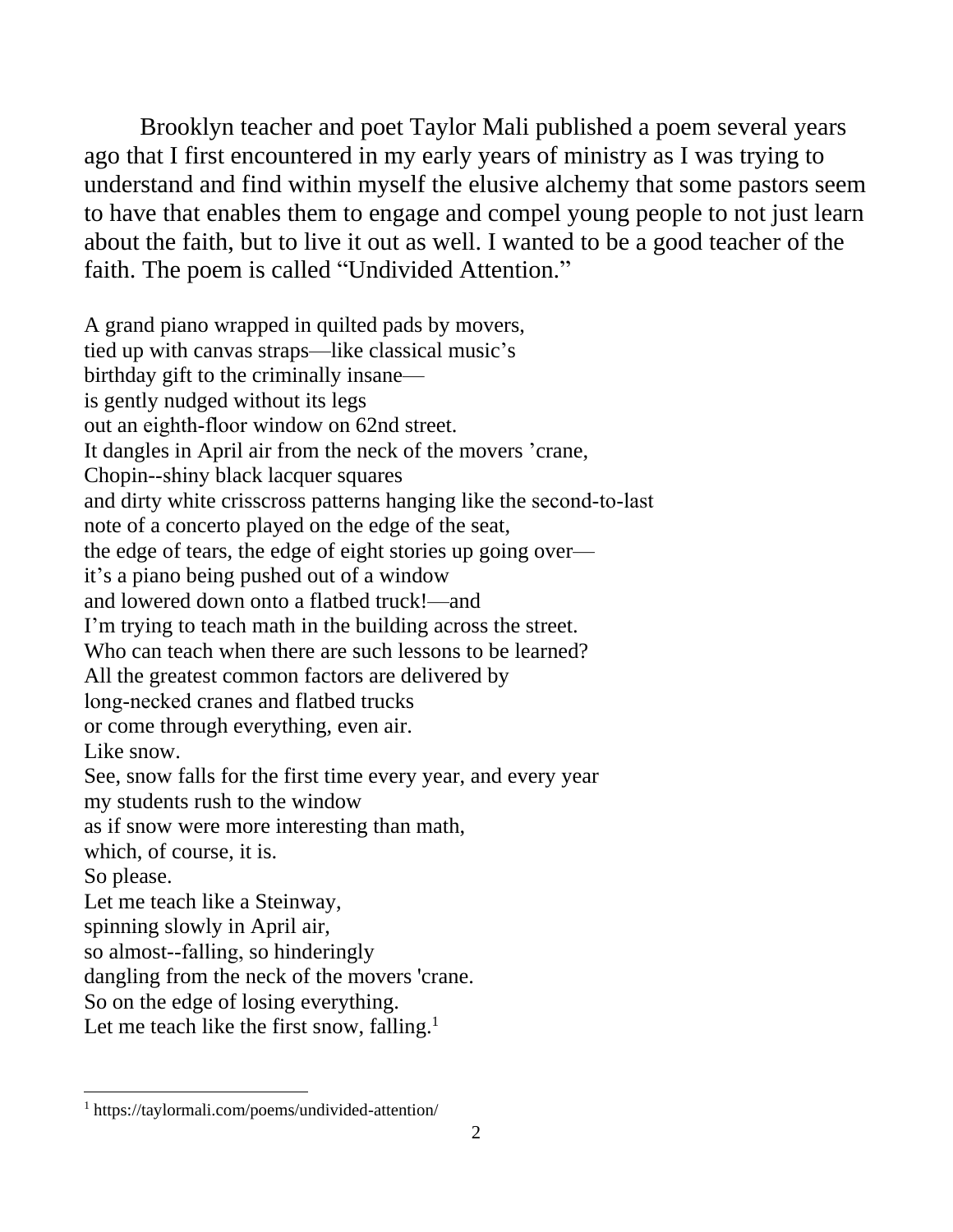Brooklyn teacher and poet Taylor Mali published a poem several years ago that I first encountered in my early years of ministry as I was trying to understand and find within myself the elusive alchemy that some pastors seem to have that enables them to engage and compel young people to not just learn about the faith, but to live it out as well. I wanted to be a good teacher of the faith. The poem is called "Undivided Attention."

A grand piano wrapped in quilted pads by movers,  
tied up with canvas straps—like classical music's  
birthday gift to the criminally insane—  
is gently nudged without its legs  
out an eighth-floor window on 62nd street.  
It dangles in April air from the neck of the movers 'crane,  
Chopin--shiny black lacquer squares  
and dirty white crisscross patterns hanging like the second-to-last  
note of a concerto played on the edge of the seat,  
the edge of tears, the edge of eight stories up going over—  
it's a piano being pushed out of a window  
and lowered down onto a flatbed truck!—and  
I'm trying to teach math in the building across the street.  
Who can teach when there are such lessons to be learned?  
All the greatest common factors are delivered by  
long-necked cranes and flatbed trucks  
or come through everything, even air.  
Like snow.  
See, snow falls for the first time every year, and every year  
my students rush to the window  
as if snow were more interesting than math,  
which, of course, it is.  
So please.  
Let me teach like a Steinway,  
spinning slowly in April air,  
so almost--falling, so hinderingly  
dangling from the neck of the movers 'crane.  
So on the edge of losing everything.  
Let me teach like the first snow, falling.[1]

[1] https://taylormali.com/poems/undivided-attention/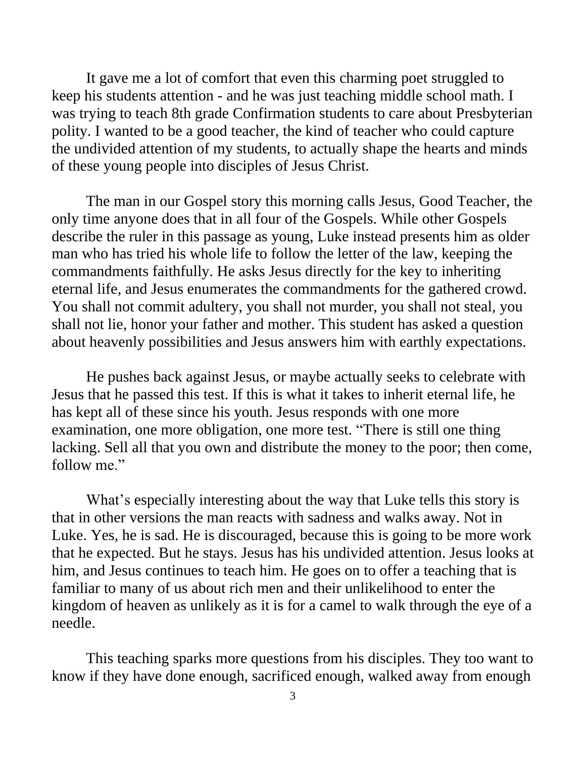It gave me a lot of comfort that even this charming poet struggled to keep his students attention - and he was just teaching middle school math. I was trying to teach 8th grade Confirmation students to care about Presbyterian polity. I wanted to be a good teacher, the kind of teacher who could capture the undivided attention of my students, to actually shape the hearts and minds of these young people into disciples of Jesus Christ.

The man in our Gospel story this morning calls Jesus, Good Teacher, the only time anyone does that in all four of the Gospels. While other Gospels describe the ruler in this passage as young, Luke instead presents him as older man who has tried his whole life to follow the letter of the law, keeping the commandments faithfully. He asks Jesus directly for the key to inheriting eternal life, and Jesus enumerates the commandments for the gathered crowd. You shall not commit adultery, you shall not murder, you shall not steal, you shall not lie, honor your father and mother. This student has asked a question about heavenly possibilities and Jesus answers him with earthly expectations.

He pushes back against Jesus, or maybe actually seeks to celebrate with Jesus that he passed this test. If this is what it takes to inherit eternal life, he has kept all of these since his youth. Jesus responds with one more examination, one more obligation, one more test. "There is still one thing lacking. Sell all that you own and distribute the money to the poor; then come, follow me."

What's especially interesting about the way that Luke tells this story is that in other versions the man reacts with sadness and walks away. Not in Luke. Yes, he is sad. He is discouraged, because this is going to be more work that he expected. But he stays. Jesus has his undivided attention. Jesus looks at him, and Jesus continues to teach him. He goes on to offer a teaching that is familiar to many of us about rich men and their unlikelihood to enter the kingdom of heaven as unlikely as it is for a camel to walk through the eye of a needle.

This teaching sparks more questions from his disciples. They too want to know if they have done enough, sacrificed enough, walked away from enough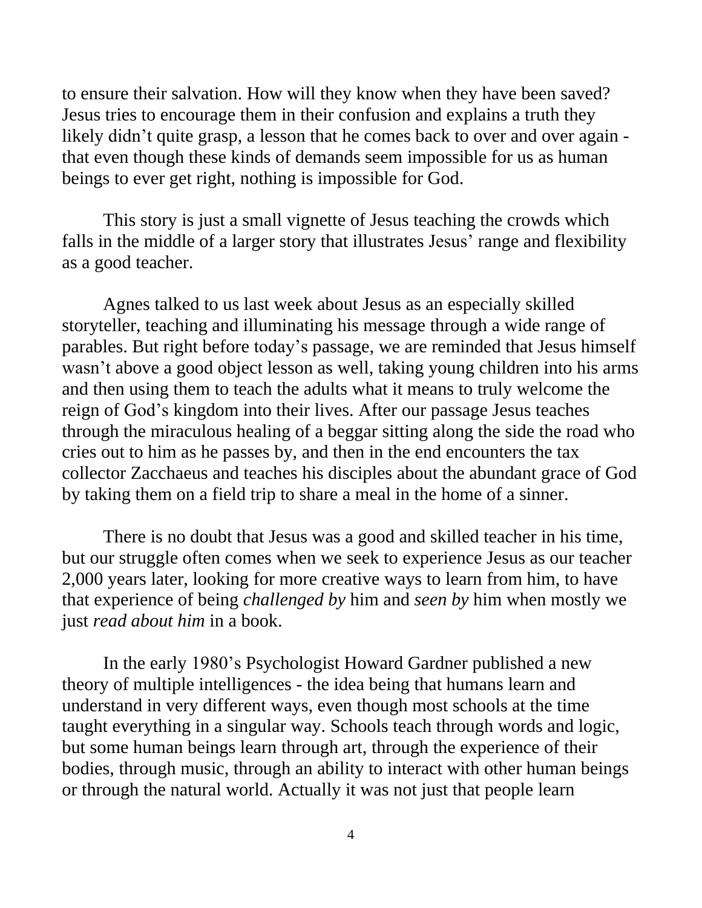to ensure their salvation. How will they know when they have been saved? Jesus tries to encourage them in their confusion and explains a truth they likely didn't quite grasp, a lesson that he comes back to over and over again - that even though these kinds of demands seem impossible for us as human beings to ever get right, nothing is impossible for God.

This story is just a small vignette of Jesus teaching the crowds which falls in the middle of a larger story that illustrates Jesus' range and flexibility as a good teacher.

Agnes talked to us last week about Jesus as an especially skilled storyteller, teaching and illuminating his message through a wide range of parables. But right before today's passage, we are reminded that Jesus himself wasn't above a good object lesson as well, taking young children into his arms and then using them to teach the adults what it means to truly welcome the reign of God's kingdom into their lives. After our passage Jesus teaches through the miraculous healing of a beggar sitting along the side the road who cries out to him as he passes by, and then in the end encounters the tax collector Zacchaeus and teaches his disciples about the abundant grace of God by taking them on a field trip to share a meal in the home of a sinner.

There is no doubt that Jesus was a good and skilled teacher in his time, but our struggle often comes when we seek to experience Jesus as our teacher 2,000 years later, looking for more creative ways to learn from him, to have that experience of being *challenged by* him and *seen by* him when mostly we just *read about him* in a book.

In the early 1980's Psychologist Howard Gardner published a new theory of multiple intelligences - the idea being that humans learn and understand in very different ways, even though most schools at the time taught everything in a singular way. Schools teach through words and logic, but some human beings learn through art, through the experience of their bodies, through music, through an ability to interact with other human beings or through the natural world. Actually it was not just that people learn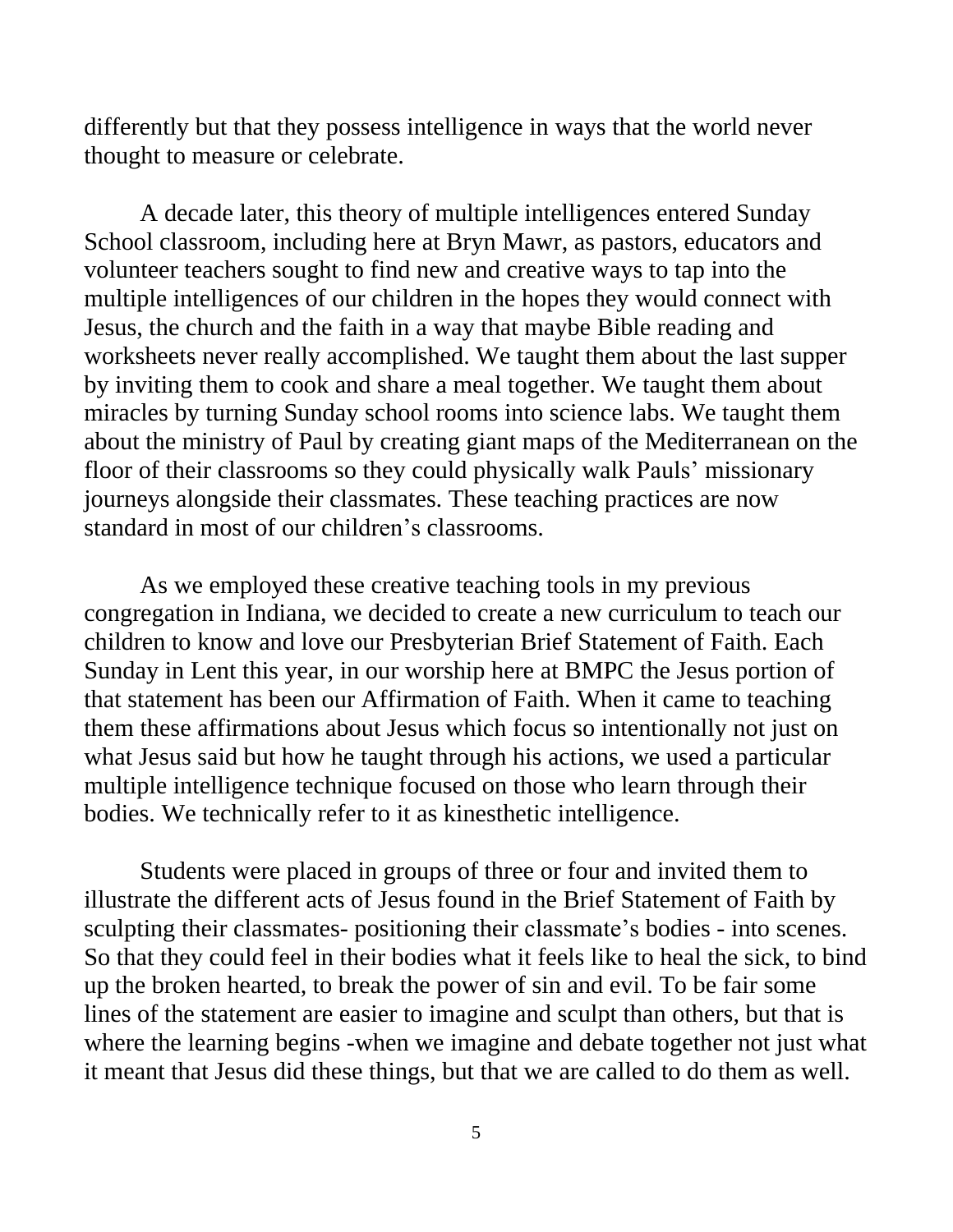differently but that they possess intelligence in ways that the world never thought to measure or celebrate.

A decade later, this theory of multiple intelligences entered Sunday School classroom, including here at Bryn Mawr, as pastors, educators and volunteer teachers sought to find new and creative ways to tap into the multiple intelligences of our children in the hopes they would connect with Jesus, the church and the faith in a way that maybe Bible reading and worksheets never really accomplished. We taught them about the last supper by inviting them to cook and share a meal together. We taught them about miracles by turning Sunday school rooms into science labs. We taught them about the ministry of Paul by creating giant maps of the Mediterranean on the floor of their classrooms so they could physically walk Pauls' missionary journeys alongside their classmates. These teaching practices are now standard in most of our children's classrooms.

As we employed these creative teaching tools in my previous congregation in Indiana, we decided to create a new curriculum to teach our children to know and love our Presbyterian Brief Statement of Faith. Each Sunday in Lent this year, in our worship here at BMPC the Jesus portion of that statement has been our Affirmation of Faith. When it came to teaching them these affirmations about Jesus which focus so intentionally not just on what Jesus said but how he taught through his actions, we used a particular multiple intelligence technique focused on those who learn through their bodies. We technically refer to it as kinesthetic intelligence.

Students were placed in groups of three or four and invited them to illustrate the different acts of Jesus found in the Brief Statement of Faith by sculpting their classmates- positioning their classmate's bodies - into scenes. So that they could feel in their bodies what it feels like to heal the sick, to bind up the broken hearted, to break the power of sin and evil. To be fair some lines of the statement are easier to imagine and sculpt than others, but that is where the learning begins -when we imagine and debate together not just what it meant that Jesus did these things, but that we are called to do them as well.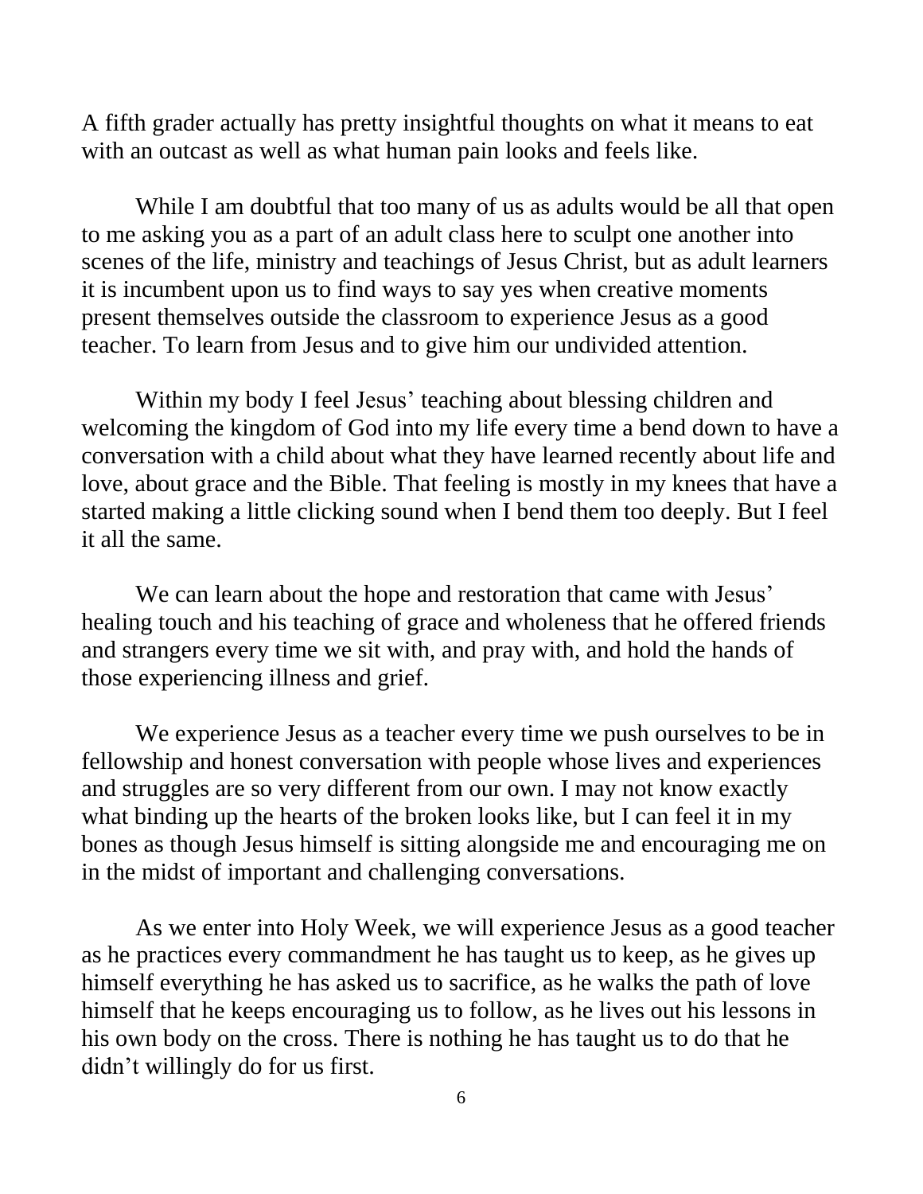A fifth grader actually has pretty insightful thoughts on what it means to eat with an outcast as well as what human pain looks and feels like.

While I am doubtful that too many of us as adults would be all that open to me asking you as a part of an adult class here to sculpt one another into scenes of the life, ministry and teachings of Jesus Christ, but as adult learners it is incumbent upon us to find ways to say yes when creative moments present themselves outside the classroom to experience Jesus as a good teacher. To learn from Jesus and to give him our undivided attention.

Within my body I feel Jesus' teaching about blessing children and welcoming the kingdom of God into my life every time a bend down to have a conversation with a child about what they have learned recently about life and love, about grace and the Bible. That feeling is mostly in my knees that have a started making a little clicking sound when I bend them too deeply. But I feel it all the same.

We can learn about the hope and restoration that came with Jesus' healing touch and his teaching of grace and wholeness that he offered friends and strangers every time we sit with, and pray with, and hold the hands of those experiencing illness and grief.

We experience Jesus as a teacher every time we push ourselves to be in fellowship and honest conversation with people whose lives and experiences and struggles are so very different from our own. I may not know exactly what binding up the hearts of the broken looks like, but I can feel it in my bones as though Jesus himself is sitting alongside me and encouraging me on in the midst of important and challenging conversations.

As we enter into Holy Week, we will experience Jesus as a good teacher as he practices every commandment he has taught us to keep, as he gives up himself everything he has asked us to sacrifice, as he walks the path of love himself that he keeps encouraging us to follow, as he lives out his lessons in his own body on the cross. There is nothing he has taught us to do that he didn't willingly do for us first.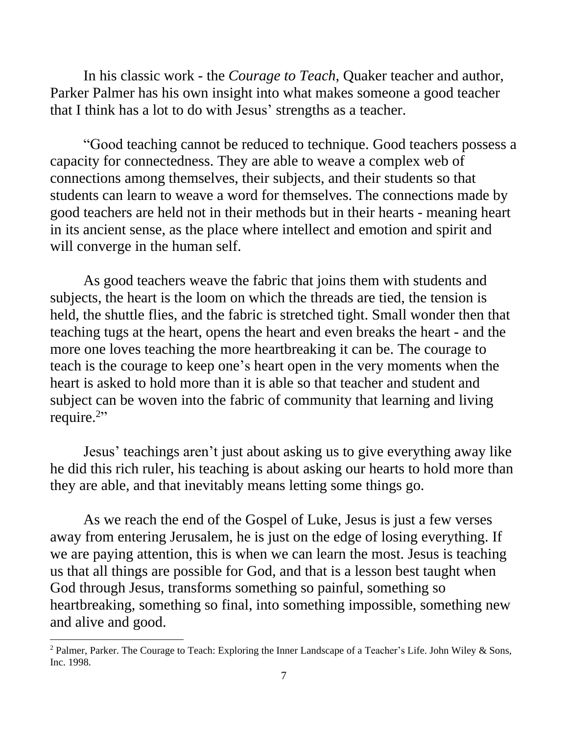In his classic work - the *Courage to Teach*, Quaker teacher and author, Parker Palmer has his own insight into what makes someone a good teacher that I think has a lot to do with Jesus' strengths as a teacher.

"Good teaching cannot be reduced to technique. Good teachers possess a capacity for connectedness. They are able to weave a complex web of connections among themselves, their subjects, and their students so that students can learn to weave a word for themselves. The connections made by good teachers are held not in their methods but in their hearts - meaning heart in its ancient sense, as the place where intellect and emotion and spirit and will converge in the human self.

As good teachers weave the fabric that joins them with students and subjects, the heart is the loom on which the threads are tied, the tension is held, the shuttle flies, and the fabric is stretched tight. Small wonder then that teaching tugs at the heart, opens the heart and even breaks the heart - and the more one loves teaching the more heartbreaking it can be. The courage to teach is the courage to keep one's heart open in the very moments when the heart is asked to hold more than it is able so that teacher and student and subject can be woven into the fabric of community that learning and living require.[2]"

Jesus' teachings aren't just about asking us to give everything away like he did this rich ruler, his teaching is about asking our hearts to hold more than they are able, and that inevitably means letting some things go.

As we reach the end of the Gospel of Luke, Jesus is just a few verses away from entering Jerusalem, he is just on the edge of losing everything. If we are paying attention, this is when we can learn the most. Jesus is teaching us that all things are possible for God, and that is a lesson best taught when God through Jesus, transforms something so painful, something so heartbreaking, something so final, into something impossible, something new and alive and good.

---

[2] Palmer, Parker. The Courage to Teach: Exploring the Inner Landscape of a Teacher's Life. John Wiley & Sons, Inc. 1998.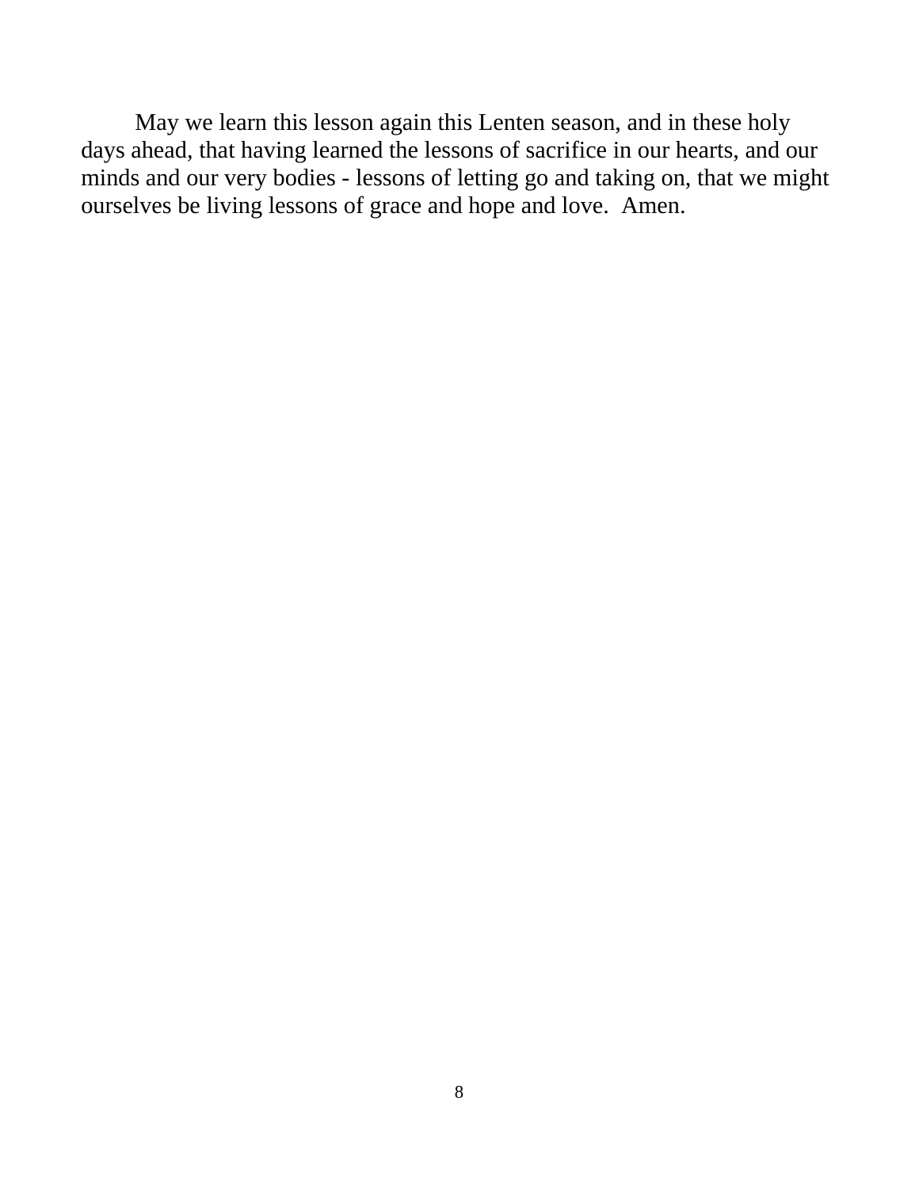May we learn this lesson again this Lenten season, and in these holy days ahead, that having learned the lessons of sacrifice in our hearts, and our minds and our very bodies - lessons of letting go and taking on, that we might ourselves be living lessons of grace and hope and love.  Amen.